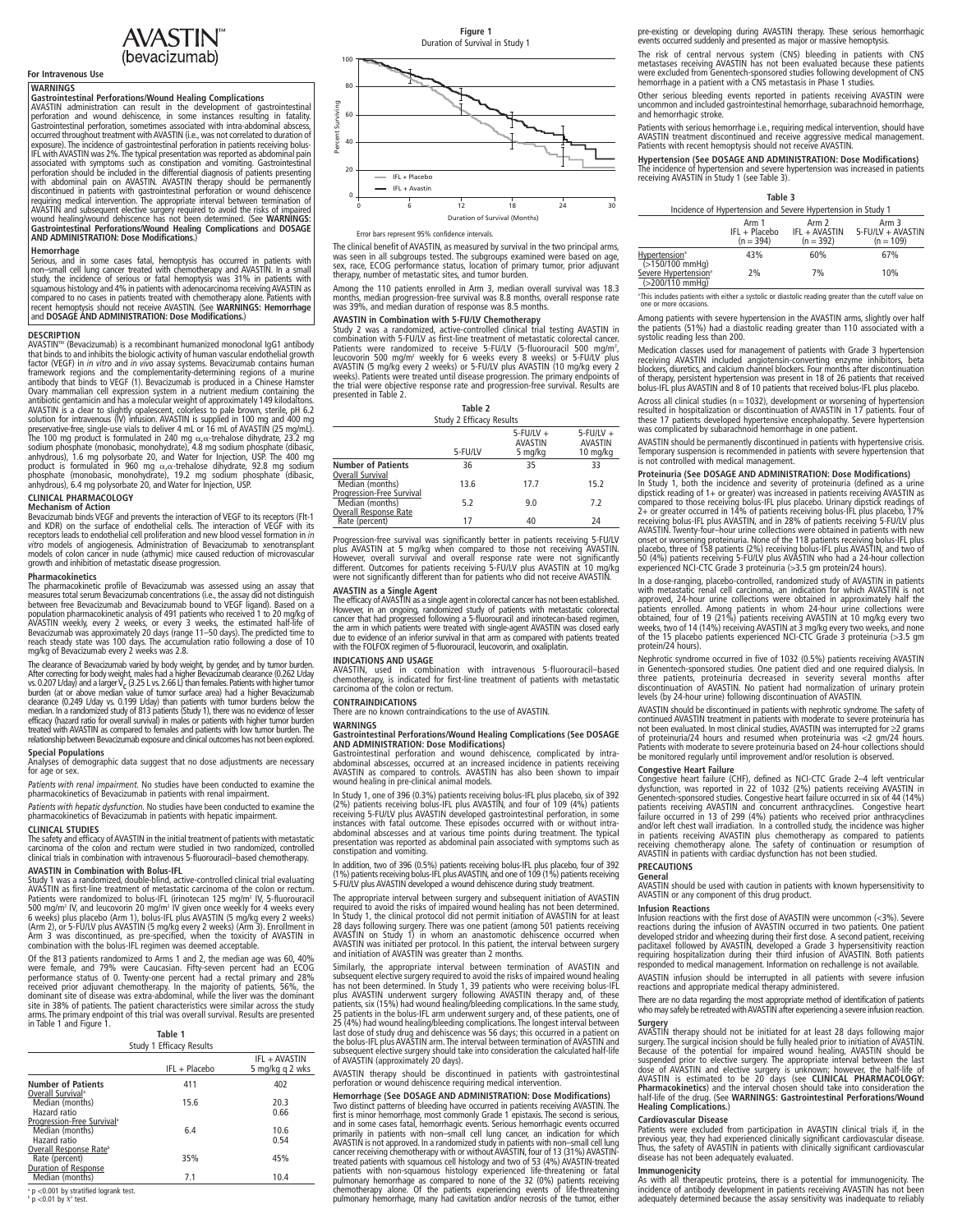# AVASTIN™ (bevacizumab)

**For Intravenous Use**

**WARNINGS**

**Gastrointestinal Perforations/Wound Healing Complications**
AVASTIN administration can result in the development of gastrointestinal perforation and wound dehiscence, in some instances resulting in fatality. Gastrointestinal perforation, sometimes associated with intra-abdominal abscess, occurred throughout treatment with AVASTIN (i.e., was not correlated to duration of exposure). The incidence of gastrointestinal perforation in patients receiving bolus-IFL with AVASTIN was 2%. The typical presentation was reported as abdominal pain associated with symptoms such as constipation and vomiting. Gastrointestinal perforation should be included in the differential diagnosis of patients presenting with abdominal pain on AVASTIN. AVASTIN therapy should be permanently discontinued in patients with gastrointestinal perforation or wound dehiscence requiring medical intervention. The appropriate interval between termination of AVASTIN and subsequent elective surgery required to avoid the risks of impaired wound healing/wound dehiscence has not been determined. (See **WARNINGS: Gastrointestinal Perforations/Wound Healing Complications** and **DOSAGE AND ADMINISTRATION: Dose Modifications.**)

**Hemorrhage**
Serious, and in some cases fatal, hemoptysis has occurred in patients with non–small cell lung cancer treated with chemotherapy and AVASTIN. In a small study, the incidence of serious or fatal hemoptysis was 31% in patients with squamous histology and 4% in patients with adenocarcinoma receiving AVASTIN as compared to no cases in patients treated with chemotherapy alone. Patients with recent hemoptysis should not receive AVASTIN. (See **WARNINGS: Hemorrhage** and **DOSAGE AND ADMINISTRATION: Dose Modifications.**)

## DESCRIPTION

AVASTIN™ (Bevacizumab) is a recombinant humanized monoclonal IgG1 antibody that binds to and inhibits the biologic activity of human vascular endothelial growth factor (VEGF) in *in vitro* and *in vivo* assay systems. Bevacizumab contains human framework regions and the complementarity-determining regions of a murine antibody that binds to VEGF (1). Bevacizumab is produced in a Chinese Hamster Ovary mammalian cell expression system in a nutrient medium containing the antibiotic gentamicin and has a molecular weight of approximately 149 kilodaltons. AVASTIN is a clear to slightly opalescent, colorless to pale brown, sterile, pH 6.2 solution for intravenous (IV) infusion. AVASTIN is supplied in 100 mg and 400 mg preservative-free, single-use vials to deliver 4 mL or 16 mL of AVASTIN (25 mg/mL). The 100 mg product is formulated in 240 mg $\alpha,\alpha$-trehalose dihydrate, 23.2 mg sodium phosphate (monobasic, monohydrate), 4.8 mg sodium phosphate (dibasic, anhydrous), 1.6 mg polysorbate 20, and Water for Injection, USP. The 400 mg product is formulated in 960 mg $\alpha,\alpha$-trehalose dihydrate, 92.8 mg sodium phosphate (monobasic, monohydrate), 19.2 mg sodium phosphate (dibasic, anhydrous), 6.4 mg polysorbate 20, and Water for Injection, USP.

## CLINICAL PHARMACOLOGY

**Mechanism of Action**
Bevacizumab binds VEGF and prevents the interaction of VEGF to its receptors (Flt-1 and KDR) on the surface of endothelial cells. The interaction of VEGF with its receptors leads to endothelial cell proliferation and new blood vessel formation in *in vitro* models of angiogenesis. Administration of Bevacizumab to xenotransplant models of colon cancer in nude (athymic) mice caused reduction of microvascular growth and inhibition of metastatic disease progression.

**Pharmacokinetics**
The pharmacokinetic profile of Bevacizumab was assessed using an assay that measures total serum Bevacizumab concentrations (i.e., the assay did not distinguish between free Bevacizumab and Bevacizumab bound to VEGF ligand). Based on a population pharmacokinetic analysis of 491 patients who received 1 to 20 mg/kg of AVASTIN weekly, every 2 weeks, or every 3 weeks, the estimated half-life of Bevacizumab was approximately 20 days (range 11–50 days). The predicted time to reach steady state was 100 days. The accumulation ratio following a dose of 10 mg/kg of Bevacizumab every 2 weeks was 2.8.

The clearance of Bevacizumab varied by body weight, by gender, and by tumor burden. After correcting for body weight, males had a higher Bevacizumab clearance (0.262 L/day vs. 0.207 L/day) and a larger $V_c$ (3.25 L vs. 2.66 L) than females. Patients with higher tumor burden (at or above median value of tumor surface area) had a higher Bevacizumab clearance (0.249 L/day vs. 0.199 L/day) than patients with tumor burdens below the median. In a randomized study of 813 patients (Study 1), there was no evidence of lesser efficacy (hazard ratio for overall survival) in males or patients with higher tumor burden treated with AVASTIN as compared to females and patients with low tumor burden. The relationship between Bevacizumab exposure and clinical outcomes has not been explored.

**Special Populations**
Analyses of demographic data suggest that no dose adjustments are necessary for age or sex.

*Patients with renal impairment.* No studies have been conducted to examine the pharmacokinetics of Bevacizumab in patients with renal impairment.

*Patients with hepatic dysfunction.* No studies have been conducted to examine the pharmacokinetics of Bevacizumab in patients with hepatic impairment.

## CLINICAL STUDIES

The safety and efficacy of AVASTIN in the initial treatment of patients with metastatic carcinoma of the colon and rectum were studied in two randomized, controlled clinical trials in combination with intravenous 5-fluorouracil–based chemotherapy.

**AVASTIN in Combination with Bolus-IFL**
Study 1 was a randomized, double-blind, active-controlled clinical trial evaluating AVASTIN as first-line treatment of metastatic carcinoma of the colon or rectum. Patients were randomized to bolus-IFL (irinotecan 125 mg/m² IV, 5-fluorouracil 500 mg/m² IV, and leucovorin 20 mg/m² IV given once weekly for 4 weeks every 6 weeks) plus placebo (Arm 1), bolus-IFL plus AVASTIN (5 mg/kg every 2 weeks) (Arm 2), or 5-FU/LV plus AVASTIN (5 mg/kg every 2 weeks) (Arm 3). Enrollment in Arm 3 was discontinued, as pre-specified, when the toxicity of AVASTIN in combination with the bolus-IFL regimen was deemed acceptable.

Of the 813 patients randomized to Arms 1 and 2, the median age was 60, 40% were female, and 79% were Caucasian. Fifty-seven percent had an ECOG performance status of 0. Twenty-one percent had a rectal primary and 28% received prior adjuvant chemotherapy. In the majority of patients, 56%, the dominant site of disease was extra-abdominal, while the liver was the dominant site in 38% of patients. The patient characteristics were similar across the study arms. The primary endpoint of this trial was overall survival. Results are presented in Table 1 and Figure 1.

**Table 1**
Study 1 Efficacy Results

| | IFL + Placebo | IFL + AVASTIN 5 mg/kg q 2 wks |
|---|---|---|
| **Number of Patients** | 411 | 402 |
| Overall Survival[a] | | |
| Median (months) | 15.6 | 20.3 |
| Hazard ratio | | 0.66 |
| Progression-Free Survival[a] | | |
| Median (months) | 6.4 | 10.6 |
| Hazard ratio | | 0.54 |
| Overall Response Rate[b] | | |
| Rate (percent) | 35% | 45% |
| Duration of Response | | |
| Median (months) | 7.1 | 10.4 |

[a] $p < 0.001$ by stratified logrank test.
[b] $p < 0.01$ by $\chi^2$ test.

**Figure 1**
Duration of Survival in Study 1

Error bars represent 95% confidence intervals.

The clinical benefit of AVASTIN, as measured by survival in the two principal arms, was seen in all subgroups tested. The subgroups examined were based on age, sex, race, ECOG performance status, location of primary tumor, prior adjuvant therapy, number of metastatic sites, and tumor burden.

Among the 110 patients enrolled in Arm 3, median overall survival was 18.3 months, median progression-free survival was 8.8 months, overall response rate was 39%, and median duration of response was 8.5 months.

**AVASTIN in Combination with 5-FU/LV Chemotherapy**
Study 2 was a randomized, active-controlled clinical trial testing AVASTIN in combination with 5-FU/LV as first-line treatment of metastatic colorectal cancer. Patients were randomized to receive 5-FU/LV (5-fluorouracil 500 mg/m², leucovorin 500 mg/m² weekly for 6 weeks every 8 weeks) or 5-FU/LV plus AVASTIN (5 mg/kg every 2 weeks) or 5-FU/LV plus AVASTIN (10 mg/kg every 2 weeks). Patients were treated until disease progression. The primary endpoints of the trial were objective response rate and progression-free survival. Results are presented in Table 2.

**Table 2**
Study 2 Efficacy Results

| | 5-FU/LV | 5-FU/LV + AVASTIN 5 mg/kg | 5-FU/LV + AVASTIN 10 mg/kg |
|---|---|---|---|
| **Number of Patients** | 36 | 35 | 33 |
| Overall Survival | | | |
| Median (months) | 13.6 | 17.7 | 15.2 |
| Progression-Free Survival | | | |
| Median (months) | 5.2 | 9.0 | 7.2 |
| Overall Response Rate | | | |
| Rate (percent) | 17 | 40 | 24 |

Progression-free survival was significantly better in patients receiving 5-FU/LV plus AVASTIN at 5 mg/kg when compared to those not receiving AVASTIN. However, overall survival and overall response rate were not significantly different. Outcomes for patients receiving 5-FU/LV plus AVASTIN at 10 mg/kg were not significantly different than for patients who did not receive AVASTIN.

**AVASTIN as a Single Agent**
The efficacy of AVASTIN as a single agent in colorectal cancer has not been established. However, in an ongoing, randomized study of patients with metastatic colorectal cancer that had progressed following a 5-fluorouracil and irinotecan-based regimen, the arm in which patients were treated with single-agent AVASTIN was closed early due to evidence of an inferior survival in that arm as compared with patients treated with the FOLFOX regimen of 5-fluorouracil, leucovorin, and oxaliplatin.

## INDICATIONS AND USAGE

AVASTIN, used in combination with intravenous 5-fluorouracil–based chemotherapy, is indicated for first-line treatment of patients with metastatic carcinoma of the colon or rectum.

## CONTRAINDICATIONS

There are no known contraindications to the use of AVASTIN.

## WARNINGS

**Gastrointestinal Perforations/Wound Healing Complications (See DOSAGE AND ADMINISTRATION: Dose Modifications)**
Gastrointestinal perforation and wound dehiscence, complicated by intra-abdominal abscesses, occurred at an increased incidence in patients receiving AVASTIN as compared to controls. AVASTIN has also been shown to impair wound healing in pre-clinical animal models.

In Study 1, one of 396 (0.3%) patients receiving bolus-IFL plus placebo, six of 392 (2%) patients receiving bolus-IFL plus AVASTIN, and four of 109 (4%) patients receiving 5-FU/LV plus AVASTIN developed gastrointestinal perforation, in some instances with fatal outcome. These episodes occurred with or without intra-abdominal abscesses and at various time points during treatment. The typical presentation was reported as abdominal pain associated with symptoms such as constipation and vomiting.

In addition, two of 396 (0.5%) patients receiving bolus-IFL plus placebo, four of 392 (1%) patients receiving bolus-IFL plus AVASTIN, and one of 109 (1%) patients receiving 5-FU/LV plus AVASTIN developed a wound dehiscence during study treatment.

The appropriate interval between surgery and subsequent initiation of AVASTIN required to avoid the risks of impaired wound healing has not been determined. In Study 1, the clinical protocol did not permit initiation of AVASTIN for at least 28 days following surgery. There was one patient (among 501 patients receiving AVASTIN on Study 1) in whom an anastomotic dehiscence occurred when AVASTIN was initiated per protocol. In this patient, the interval between surgery and initiation of AVASTIN was greater than 2 months.

Similarly, the appropriate interval between termination of AVASTIN and subsequent elective surgery required to avoid the risks of impaired wound healing has not been determined. In Study 1, 39 patients who were receiving bolus-IFL plus AVASTIN underwent surgery following AVASTIN therapy and, of these patients, six (15%) had wound healing/bleeding complications. In the same study, 25 patients in the bolus-IFL arm underwent surgery and, of these patients, one of 25 (4%) had wound healing/bleeding complications. The longest interval between last dose of study drug and dehiscence was 56 days; this occurred in a patient on the bolus-IFL plus AVASTIN arm. The interval between termination of AVASTIN and subsequent elective surgery should take into consideration the calculated half-life of AVASTIN (approximately 20 days).

AVASTIN therapy should be discontinued in patients with gastrointestinal perforation or wound dehiscence requiring medical intervention.

**Hemorrhage (See DOSAGE AND ADMINISTRATION: Dose Modifications)**
Two distinct patterns of bleeding have occurred in patients receiving AVASTIN. The first is minor hemorrhage, most commonly Grade 1 epistaxis. The second is serious, and in some cases fatal, hemorrhagic events. Serious hemorrhagic events occurred primarily in patients with non–small cell lung cancer, an indication for which AVASTIN is not approved. In a randomized study in patients with non–small cell lung cancer receiving chemotherapy with or without AVASTIN, four of 13 (31%) AVASTIN-treated patients with squamous cell histology and two of 53 (4%) AVASTIN-treated patients with non-squamous histology experienced life-threatening or fatal pulmonary hemorrhage as compared to none of the 32 (0%) patients receiving chemotherapy alone. Of the patients experiencing events of life-threatening pulmonary hemorrhage, many had cavitation and/or necrosis of the tumor, either pre-existing or developing during AVASTIN therapy. These serious hemorrhagic events occurred suddenly and presented as major or massive hemoptysis.

The risk of central nervous system (CNS) bleeding in patients with CNS metastases receiving AVASTIN has not been evaluated because these patients were excluded from Genentech-sponsored studies following development of CNS hemorrhage in a patient with a CNS metastasis in Phase 1 studies.

Other serious bleeding events reported in patients receiving AVASTIN were uncommon and included gastrointestinal hemorrhage, subarachnoid hemorrhage, and hemorrhagic stroke.

Patients with serious hemorrhage i.e., requiring medical intervention, should have AVASTIN treatment discontinued and receive aggressive medical management. Patients with recent hemoptysis should not receive AVASTIN.

**Hypertension (See DOSAGE AND ADMINISTRATION: Dose Modifications)**
The incidence of hypertension and severe hypertension was increased in patients receiving AVASTIN in Study 1 (see Table 3).

**Table 3**
Incidence of Hypertension and Severe Hypertension in Study 1

| | Arm 1 IFL + Placebo (n = 394) | Arm 2 IFL + AVASTIN (n = 392) | Arm 3 5-FU/LV + AVASTIN (n = 109) |
|---|---|---|---|
| Hypertension[a] (>150/100 mmHg) | 43% | 60% | 67% |
| Severe Hypertension[a] (>200/110 mmHg) | 2% | 7% | 10% |

[a] This includes patients with either a systolic or diastolic reading greater than the cutoff value on one or more occasions.

Among patients with severe hypertension in the AVASTIN arms, slightly over half the patients (51%) had a diastolic reading greater than 110 associated with a systolic reading less than 200.

Medication classes used for management of patients with Grade 3 hypertension receiving AVASTIN included angiotensin-converting enzyme inhibitors, beta blockers, diuretics, and calcium channel blockers. Four months after discontinuation of therapy, persistent hypertension was present in 18 of 26 patients that received bolus-IFL plus AVASTIN and 8 of 10 patients that received bolus-IFL plus placebo.

Across all clinical studies (n = 1032), development or worsening of hypertension resulted in hospitalization or discontinuation of AVASTIN in 17 patients. Four of these 17 patients developed hypertensive encephalopathy. Severe hypertension was complicated by subarachnoid hemorrhage in one patient.

AVASTIN should be permanently discontinued in patients with hypertensive crisis. Temporary suspension is recommended in patients with severe hypertension that is not controlled with medical management.

**Proteinuria (See DOSAGE AND ADMINISTRATION: Dose Modifications)**
In Study 1, both the incidence and severity of proteinuria (defined as a urine dipstick reading of 1+ or greater) was increased in patients receiving AVASTIN as compared to those receiving bolus-IFL plus placebo. Urinary dipstick readings of 2+ or greater occurred in 14% of patients receiving bolus-IFL plus placebo, 17% receiving bolus-IFL plus AVASTIN, and in 28% of patients receiving 5-FU/LV plus AVASTIN. Twenty-four–hour urine collections were obtained in patients with new onset or worsening proteinuria. None of the 118 patients receiving bolus-IFL plus placebo, three of 158 patients (2%) receiving bolus-IFL plus AVASTIN, and two of 50 (4%) patients receiving 5-FU/LV plus AVASTIN who had a 24-hour collection experienced NCI-CTC Grade 3 proteinuria (>3.5 gm protein/24 hours).

In a dose-ranging, placebo-controlled, randomized study of AVASTIN in patients with metastatic renal cell carcinoma, an indication for which AVASTIN is not approved, 24-hour urine collections were obtained in approximately half the patients enrolled. Among patients in whom 24-hour urine collections were obtained, four of 19 (21%) patients receiving AVASTIN at 10 mg/kg every two weeks, two of 14 (14%) receiving AVASTIN at 3 mg/kg every two weeks, and none of the 15 placebo patients experienced NCI-CTC Grade 3 proteinuria (>3.5 gm protein/24 hours).

Nephrotic syndrome occurred in five of 1032 (0.5%) patients receiving AVASTIN in Genentech-sponsored studies. One patient died and one required dialysis. In three patients, proteinuria decreased in severity several months after discontinuation of AVASTIN. No patient had normalization of urinary protein levels (by 24-hour urine) following discontinuation of AVASTIN.

AVASTIN should be discontinued in patients with nephrotic syndrome. The safety of continued AVASTIN treatment in patients with moderate to severe proteinuria has not been evaluated. In most clinical studies, AVASTIN was interrupted for ≥2 grams of proteinuria/24 hours and resumed when proteinuria was <2 gm/24 hours. Patients with moderate to severe proteinuria based on 24-hour collections should be monitored regularly until improvement and/or resolution is observed.

**Congestive Heart Failure**
Congestive heart failure (CHF), defined as NCI-CTC Grade 2–4 left ventricular dysfunction, was reported in 22 of 1032 (2%) patients receiving AVASTIN in Genentech-sponsored studies. Congestive heart failure occurred in six of 44 (14%) patients receiving AVASTIN and concurrent anthracyclines. Congestive heart failure occurred in 13 of 299 (4%) patients who received prior anthracyclines and/or left chest wall irradiation. In a controlled study, the incidence was higher in patients receiving AVASTIN plus chemotherapy as compared to patients receiving chemotherapy alone. The safety of continuation or resumption of AVASTIN in patients with cardiac dysfunction has not been studied.

## PRECAUTIONS

**General**
AVASTIN should be used with caution in patients with known hypersensitivity to AVASTIN or any component of this drug product.

**Infusion Reactions**
Infusion reactions with the first dose of AVASTIN were uncommon (<3%). Severe reactions during the infusion of AVASTIN occurred in two patients. One patient developed stridor and wheezing during their first dose. A second patient, receiving paclitaxel followed by AVASTIN, developed a Grade 3 hypersensitivity reaction requiring hospitalization during their third infusion of AVASTIN. Both patients responded to medical management. Information on rechallenge is not available.

AVASTIN infusion should be interrupted in all patients with severe infusion reactions and appropriate medical therapy administered.

There are no data regarding the most appropriate method of identification of patients who may safely be retreated with AVASTIN after experiencing a severe infusion reaction.

**Surgery**
AVASTIN therapy should not be initiated for at least 28 days following major surgery. The surgical incision should be fully healed prior to initiation of AVASTIN. Because of the potential for impaired wound healing, AVASTIN should be suspended prior to elective surgery. The appropriate interval between the last dose of AVASTIN and elective surgery is unknown; however, the half-life of AVASTIN is estimated to be 20 days (see **CLINICAL PHARMACOLOGY: Pharmacokinetics**) and the interval chosen should take into consideration the half-life of the drug. (See **WARNINGS: Gastrointestinal Perforations/Wound Healing Complications.**)

**Cardiovascular Disease**
Patients were excluded from participation in AVASTIN clinical trials if, in the previous year, they had experienced clinically significant cardiovascular disease. Thus, the safety of AVASTIN in patients with clinically significant cardiovascular disease has not been adequately evaluated.

**Immunogenicity**
As with all therapeutic proteins, there is a potential for immunogenicity. The incidence of antibody development in patients receiving AVASTIN has not been adequately determined because the assay sensitivity was inadequate to reliably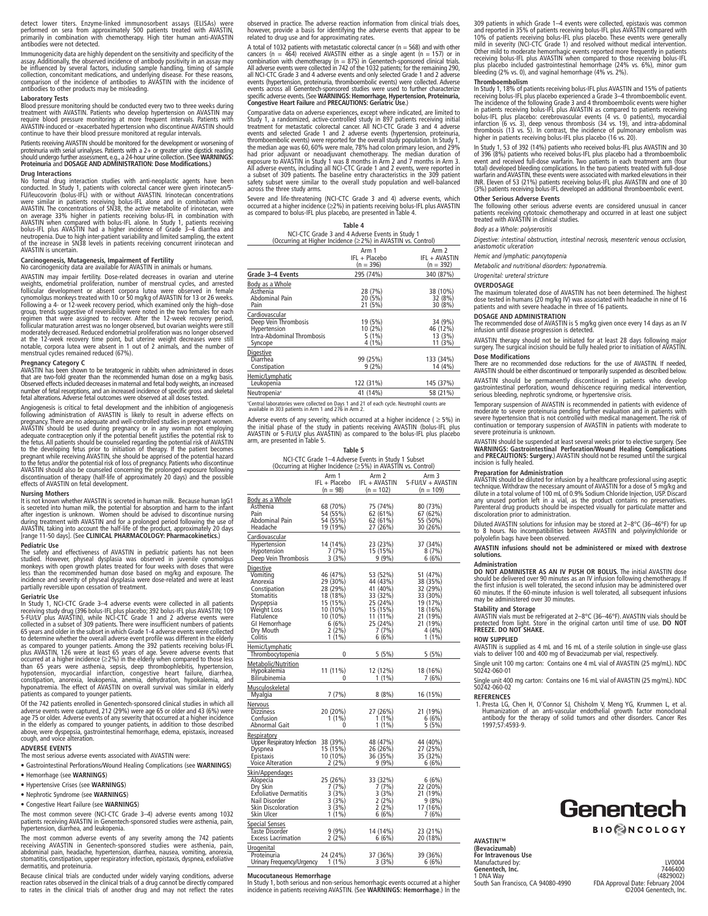detect lower titers. Enzyme-linked immunosorbent assays (ELISAs) were performed on sera from approximately 500 patients treated with AVASTIN, primarily in combination with chemotherapy. High titer human anti-AVASTIN antibodies were not detected.

Immunogenicity data are highly dependent on the sensitivity and specificity of the assay. Additionally, the observed incidence of antibody positivity in an assay may be influenced by several factors, including sample handling, timing of sample collection, concomitant medications, and underlying disease. For these reasons, comparison of the incidence of antibodies to AVASTIN with the incidence of antibodies to other products may be misleading.

**Laboratory Tests**

Blood pressure monitoring should be conducted every two to three weeks during treatment with AVASTIN. Patients who develop hypertension on AVASTIN may require blood pressure monitoring at more frequent intervals. Patients with AVASTIN-induced or -exacerbated hypertension who discontinue AVASTIN should continue to have their blood pressure monitored at regular intervals.

Patients receiving AVASTIN should be monitored for the development or worsening of proteinuria with serial urinalyses. Patients with a 2+ or greater urine dipstick reading should undergo further assessment, e.g., a 24-hour urine collection. (See **WARNINGS: Proteinuria** and **DOSAGE AND ADMINISTRATION: Dose Modifications**.)

**Drug Interactions**

No formal drug interaction studies with anti-neoplastic agents have been conducted. In Study 1, patients with colorectal cancer were given irinotecan/5-FU/leucovorin (bolus-IFL) with or without AVASTIN. Irinotecan concentrations were similar in patients receiving bolus-IFL alone and in combination with AVASTIN. The concentrations of SN38, the active metabolite of irinotecan, were on average 33% higher in patients receiving bolus-IFL in combination with AVASTIN when compared with bolus-IFL alone. In Study 1, patients receiving bolus-IFL plus AVASTIN had a higher incidence of Grade 3–4 diarrhea and neutropenia. Due to high inter-patient variability and limited sampling, the extent of the increase in SN38 levels in patients receiving concurrent irinotecan and AVASTIN is uncertain.

**Carcinogenesis, Mutagenesis, Impairment of Fertility**

No carcinogenicity data are available for AVASTIN in animals or humans.

AVASTIN may impair fertility. Dose-related decreases in ovarian and uterine weights, endometrial proliferation, number of menstrual cycles, and arrested follicular development or absent corpora lutea were observed in female cynomolgus monkeys treated with 10 or 50 mg/kg of AVASTIN for 13 or 26 weeks. Following a 4- or 12-week recovery period, which examined only the high-dose group, trends suggestive of reversibility were noted in the two females for each regimen that were assigned to recover. After the 12-week recovery period, follicular maturation arrest was no longer observed, but ovarian weights were still moderately decreased. Reduced endometrial proliferation was no longer observed at the 12-week recovery time point, but uterine weight decreases were still notable, corpora lutea were absent in 1 out of 2 animals, and the number of menstrual cycles remained reduced (67%).

**Pregnancy Category C**

AVASTIN has been shown to be teratogenic in rabbits when administered in doses that are two-fold greater than the recommended human dose on a mg/kg basis. Observed effects included decreases in maternal and fetal body weights, an increased number of fetal resorptions, and an increased incidence of specific gross and skeletal fetal alterations. Adverse fetal outcomes were observed at all doses tested.

Angiogenesis is critical to fetal development and the inhibition of angiogenesis following administration of AVASTIN is likely to result in adverse effects on pregnancy. There are no adequate and well-controlled studies in pregnant women. AVASTIN should be used during pregnancy or in any woman not employing adequate contraception only if the potential benefit justifies the potential risk to the fetus. All patients should be counseled regarding the potential risk of AVASTIN to the developing fetus prior to initiation of therapy. If the patient becomes pregnant while receiving AVASTIN, she should be apprised of the potential hazard to the fetus and/or the potential risk of loss of pregnancy. Patients who discontinue AVASTIN should also be counseled concerning the prolonged exposure following discontinuation of therapy (half-life of approximately 20 days) and the possible effects of AVASTIN on fetal development.

**Nursing Mothers**

It is not known whether AVASTIN is secreted in human milk. Because human IgG1 is secreted into human milk, the potential for absorption and harm to the infant after ingestion is unknown. Women should be advised to discontinue nursing during treatment with AVASTIN and for a prolonged period following the use of AVASTIN, taking into account the half-life of the product, approximately 20 days [range 11-50 days]. (See **CLINICAL PHARMACOLOGY: Pharmacokinetics**.)

**Pediatric Use**

The safety and effectiveness of AVASTIN in pediatric patients has not been studied. However, physeal dysplasia was observed in juvenile cynomolgus monkeys with open growth plates treated for four weeks with doses that were less than the recommended human dose based on mg/kg and exposure. The incidence and severity of physeal dysplasia were dose-related and were at least partially reversible upon cessation of treatment.

**Geriatric Use**

In Study 1, NCI-CTC Grade 3–4 adverse events were collected in all patients receiving study drug (396 bolus-IFL plus placebo; 392 bolus-IFL plus AVASTIN; 109 5-FU/LV plus AVASTIN), while NCI-CTC Grade 1 and 2 adverse events were collected in a subset of 309 patients. There were insufficient numbers of patients 65 years and older in the subset in which Grade 1-4 adverse events were collected to determine whether the overall adverse event profile was different in the elderly as compared to younger patients. Among the 392 patients receiving bolus-IFL plus AVASTIN, 126 were at least 65 years of age. Severe adverse events that occurred at a higher incidence (≥2%) in the elderly when compared to those less than 65 years were asthenia, sepsis, deep thrombophlebitis, hypertension, hypotension, myocardial infarction, congestive heart failure, diarrhea, constipation, anorexia, leukopenia, anemia, dehydration, hypokalemia, and hyponatremia. The effect of AVASTIN on overall survival was similar in elderly patients as compared to younger patients.

Of the 742 patients enrolled in Genentech-sponsored clinical studies in which all adverse events were captured, 212 (29%) were age 65 or older and 43 (6%) were age 75 or older. Adverse events of any severity that occurred at a higher incidence in the elderly as compared to younger patients, in addition to those described above, were dyspepsia, gastrointestinal hemorrhage, edema, epistaxis, increased cough, and voice alteration.

## ADVERSE EVENTS

The most serious adverse events associated with AVASTIN were:

- Gastrointestinal Perforations/Wound Healing Complications (see **WARNINGS**)
- Hemorrhage (see **WARNINGS**)
- Hypertensive Crises (see **WARNINGS**)
- Nephrotic Syndrome (see **WARNINGS**)
- Congestive Heart Failure (see **WARNINGS**)

The most common severe (NCI-CTC Grade 3–4) adverse events among 1032 patients receiving AVASTIN in Genentech-sponsored studies were asthenia, pain, hypertension, diarrhea, and leukopenia.

The most common adverse events of any severity among the 742 patients receiving AVASTIN in Genentech-sponsored studies were asthenia, pain, abdominal pain, headache, hypertension, diarrhea, nausea, vomiting, anorexia, stomatitis, constipation, upper respiratory infection, epistaxis, dyspnea, exfoliative dermatitis, and proteinuria.

Because clinical trials are conducted under widely varying conditions, adverse reaction rates observed in the clinical trials of a drug cannot be directly compared to rates in the clinical trials of another drug and may not reflect the rates observed in practice. The adverse reaction information from clinical trials does, however, provide a basis for identifying the adverse events that appear to be related to drug use and for approximating rates.

A total of 1032 patients with metastatic colorectal cancer (n = 568) and with other cancers (n = 464) received AVASTIN either as a single agent (n = 157) or in combination with chemotherapy (n = 875) in Genentech-sponsored clinical trials. All adverse events were collected in 742 of the 1032 patients; for the remaining 290, all NCI-CTC Grade 3 and 4 adverse events and only selected Grade 1 and 2 adverse events (hypertension, proteinuria, thromboembolic events) were collected. Adverse events across all Genentech-sponsored studies were used to further characterize specific adverse events. (See **WARNINGS: Hemorrhage, Hypertension, Proteinuria, Congestive Heart Failure** and **PRECAUTIONS: Geriatric Use**.)

Comparative data on adverse experiences, except where indicated, are limited to Study 1, a randomized, active-controlled study in 897 patients receiving initial treatment for metastatic colorectal cancer. All NCI-CTC Grade 3 and 4 adverse events and selected Grade 1 and 2 adverse events (hypertension, proteinuria, thromboembolic events) were reported for the overall study population. In Study 1, the median age was 60, 60% were male, 78% had colon primary lesion, and 29% had prior adjuvant or neoadjuvant chemotherapy. The median duration of exposure to AVASTIN in Study 1 was 8 months in Arm 2 and 7 months in Arm 3. All adverse events, including all NCI-CTC Grade 1 and 2 events, were reported in a subset of 309 patients. The baseline entry characteristics in the 309 patient safety subset were similar to the overall study population and well-balanced across the three study arms.

Severe and life-threatening (NCI-CTC Grade 3 and 4) adverse events, which occurred at a higher incidence (≥2%) in patients receiving bolus-IFL plus AVASTIN as compared to bolus-IFL plus placebo, are presented in Table 4.

**Table 4**
NCI-CTC Grade 3 and 4 Adverse Events in Study 1
(Occurring at Higher Incidence (≥2%) in AVASTIN vs. Control)

| | Arm 1 IFL + Placebo (n = 396) | Arm 2 IFL + AVASTIN (n = 392) |
|---|---|---|
| **Grade 3–4 Events** | 295 (74%) | 340 (87%) |
| Body as a Whole | | |
| Asthenia | 28 (7%) | 38 (10%) |
| Abdominal Pain | 20 (5%) | 32 (8%) |
| Pain | 21 (5%) | 30 (8%) |
| Cardiovascular | | |
| Deep Vein Thrombosis | 19 (5%) | 34 (9%) |
| Hypertension | 10 (2%) | 46 (12%) |
| Intra-Abdominal Thrombosis | 5 (1%) | 13 (3%) |
| Syncope | 4 (1%) | 11 (3%) |
| Digestive | | |
| Diarrhea | 99 (25%) | 133 (34%) |
| Constipation | 9 (2%) | 14 (4%) |
| Hemic/Lymphatic | | |
| Leukopenia | 122 (31%) | 145 (37%) |
| Neutropenia[a] | 41 (14%) | 58 (21%) |

[a]Central laboratories were collected on Days 1 and 21 of each cycle. Neutrophil counts are available in 303 patients in Arm 1 and 276 in Arm 2.

Adverse events of any severity, which occurred at a higher incidence ( ≥ 5%) in the initial phase of the study in patients receiving AVASTIN (bolus-IFL plus AVASTIN or 5-FU/LV plus AVASTIN) as compared to the bolus-IFL plus placebo arm, are presented in Table 5.

**Table 5**
NCI-CTC Grade 1–4 Adverse Events in Study 1 Subset
(Occurring at Higher Incidence (≥5%) in AVASTIN vs. Control)

| | Arm 1 IFL + Placebo (n = 98) | Arm 2 IFL + AVASTIN (n = 102) | Arm 3 5-FU/LV + AVASTIN (n = 109) |
|---|---|---|---|
| Body as a Whole | | | |
| Asthenia | 68 (70%) | 75 (74%) | 80 (73%) |
| Pain | 54 (55%) | 62 (61%) | 67 (62%) |
| Abdominal Pain | 54 (55%) | 62 (61%) | 55 (50%) |
| Headache | 19 (19%) | 27 (26%) | 30 (26%) |
| Cardiovascular | | | |
| Hypertension | 14 (14%) | 23 (23%) | 37 (34%) |
| Hypotension | 7 (7%) | 15 (15%) | 8 (7%) |
| Deep Vein Thrombosis | 3 (3%) | 9 (9%) | 6 (6%) |
| Digestive | | | |
| Vomiting | 46 (47%) | 53 (52%) | 51 (47%) |
| Anorexia | 29 (30%) | 44 (43%) | 38 (35%) |
| Constipation | 28 (29%) | 41 (40%) | 32 (29%) |
| Stomatitis | 18 (18%) | 33 (32%) | 33 (30%) |
| Dyspepsia | 15 (15%) | 25 (24%) | 19 (17%) |
| Weight Loss | 10 (10%) | 15 (15%) | 18 (16%) |
| Flatulence | 10 (10%) | 11 (11%) | 21 (19%) |
| GI Hemorrhage | 6 (6%) | 25 (24%) | 21 (19%) |
| Dry Mouth | 2 (2%) | 7 (7%) | 4 (4%) |
| Colitis | 1 (1%) | 6 (6%) | 1 (1%) |
| Hemic/Lymphatic | | | |
| Thrombocytopenia | 0 | 5 (5%) | 5 (5%) |
| Metabolic/Nutrition | | | |
| Hypokalemia | 11 (11%) | 12 (12%) | 18 (16%) |
| Bilirubinemia | 0 | 1 (1%) | 7 (6%) |
| Musculoskeletal | | | |
| Myalgia | 7 (7%) | 8 (8%) | 16 (15%) |
| Nervous | | | |
| Dizziness | 20 (20%) | 27 (26%) | 21 (19%) |
| Confusion | 1 (1%) | 1 (1%) | 6 (6%) |
| Abnormal Gait | 0 | 1 (1%) | 5 (5%) |
| Respiratory | | | |
| Upper Respiratory Infection | 38 (39%) | 48 (47%) | 44 (40%) |
| Dyspnea | 15 (15%) | 26 (26%) | 27 (25%) |
| Epistaxis | 10 (10%) | 36 (35%) | 35 (32%) |
| Voice Alteration | 2 (2%) | 9 (9%) | 6 (6%) |
| Skin/Appendages | | | |
| Alopecia | 25 (26%) | 33 (32%) | 6 (6%) |
| Dry Skin | 7 (7%) | 7 (7%) | 22 (20%) |
| Exfoliative Dermatitis | 3 (3%) | 3 (3%) | 21 (19%) |
| Nail Disorder | 3 (3%) | 2 (2%) | 9 (8%) |
| Skin Discoloration | 3 (3%) | 2 (2%) | 17 (16%) |
| Skin Ulcer | 1 (1%) | 6 (6%) | 7 (6%) |
| Special Senses | | | |
| Taste Disorder | 9 (9%) | 14 (14%) | 23 (21%) |
| Excess Lacrimation | 2 (2%) | 6 (6%) | 20 (18%) |
| Urogenital | | | |
| Proteinuria | 24 (24%) | 37 (36%) | 39 (36%) |
| Urinary Frequency/Urgency | 1 (1%) | 3 (3%) | 6 (6%) |

**Mucocutaneous Hemorrhage**

In Study 1, both serious and non-serious hemorrhagic events occurred at a higher incidence in patients receiving AVASTIN. (See **WARNINGS: Hemorrhage**.) In the 309 patients in which Grade 1–4 events were collected, epistaxis was common and reported in 35% of patients receiving bolus-IFL plus AVASTIN compared with 10% of patients receiving bolus-IFL plus placebo. These events were generally mild in severity (NCI-CTC Grade 1) and resolved without medical intervention. Other mild to moderate hemorrhagic events reported more frequently in patients receiving bolus-IFL plus AVASTIN when compared to those receiving bolus-IFL plus placebo included gastrointestinal hemorrhage (24% vs. 6%), minor gum bleeding (2% vs. 0), and vaginal hemorrhage (4% vs. 2%).

**Thromboembolism**

In Study 1, 18% of patients receiving bolus-IFL plus AVASTIN and 15% of patients receiving bolus-IFL plus placebo experienced a Grade 3–4 thromboembolic event. The incidence of the following Grade 3 and 4 thromboembolic events were higher in patients receiving bolus-IFL plus AVASTIN as compared to patients receiving bolus-IFL plus placebo: cerebrovascular events (4 vs. 0 patients), myocardial infarction (6 vs. 3), deep venous thrombosis (34 vs. 19), and intra-abdominal thrombosis (13 vs. 5). In contrast, the incidence of pulmonary embolism was higher in patients receiving bolus-IFL plus placebo (16 vs. 20).

In Study 1, 53 of 392 (14%) patients who received bolus-IFL plus AVASTIN and 30 of 396 (8%) patients who received bolus-IFL plus placebo had a thromboembolic event and received full-dose warfarin. Two patients in each treatment arm (four total) developed bleeding complications. In the two patients treated with full-dose warfarin and AVASTIN, these events were associated with marked elevations in their INR. Eleven of 53 (21%) patients receiving bolus-IFL plus AVASTIN and one of 30 (3%) patients receiving bolus-IFL developed an additional thromboembolic event.

**Other Serious Adverse Events**

The following other serious adverse events are considered unusual in cancer patients receiving cytotoxic chemotherapy and occurred in at least one subject treated with AVASTIN in clinical studies.

*Body as a Whole: polyserositis*

*Digestive: intestinal obstruction, intestinal necrosis, mesenteric venous occlusion, anastomotic ulceration*

*Hemic and lymphatic: pancytopenia*

*Metabolic and nutritional disorders: hyponatremia.*

*Urogenital: ureteral stricture*

## OVERDOSAGE

The maximum tolerated dose of AVASTIN has not been determined. The highest dose tested in humans (20 mg/kg IV) was associated with headache in nine of 16 patients and with severe headache in three of 16 patients.

## DOSAGE AND ADMINISTRATION

The recommended dose of AVASTIN is 5 mg/kg given once every 14 days as an IV infusion until disease progression is detected.

AVASTIN therapy should not be initiated for at least 28 days following major surgery. The surgical incision should be fully healed prior to initiation of AVASTIN.

**Dose Modifications**

There are no recommended dose reductions for the use of AVASTIN. If needed, AVASTIN should be either discontinued or temporarily suspended as described below.

AVASTIN should be permanently discontinued in patients who develop gastrointestinal perforation, wound dehiscence requiring medical intervention, serious bleeding, nephrotic syndrome, or hypertensive crisis.

Temporary suspension of AVASTIN is recommended in patients with evidence of moderate to severe proteinuria pending further evaluation and in patients with severe hypertension that is not controlled with medical management. The risk of continuation or temporary suspension of AVASTIN in patients with moderate to severe proteinuria is unknown.

AVASTIN should be suspended at least several weeks prior to elective surgery. (See **WARNINGS: Gastrointestinal Perforation/Wound Healing Complications** and **PRECAUTIONS: Surgery**.) AVASTIN should not be resumed until the surgical incision is fully healed.

**Preparation for Administration**

AVASTIN should be diluted for infusion by a healthcare professional using aseptic technique. Withdraw the necessary amount of AVASTIN for a dose of 5 mg/kg and dilute in a total volume of 100 mL of 0.9% Sodium Chloride Injection, USP. Discard any unused portion left in a vial, as the product contains no preservatives. Parenteral drug products should be inspected visually for particulate matter and discoloration prior to administration.

Diluted AVASTIN solutions for infusion may be stored at 2–8°C (36–46°F) for up to 8 hours. No incompatibilities between AVASTIN and polyvinylchloride or polyolefin bags have been observed.

**AVASTIN infusions should not be administered or mixed with dextrose solutions.**

**Administration**

**DO NOT ADMINISTER AS AN IV PUSH OR BOLUS.** The initial AVASTIN dose should be delivered over 90 minutes as an IV infusion following chemotherapy. If the first infusion is well tolerated, the second infusion may be administered over 60 minutes. If the 60-minute infusion is well tolerated, all subsequent infusions may be administered over 30 minutes.

**Stability and Storage**

AVASTIN vials must be refrigerated at 2–8°C (36–46°F). AVASTIN vials should be protected from light. Store in the original carton until time of use. **DO NOT FREEZE. DO NOT SHAKE.**

## HOW SUPPLIED

AVASTIN is supplied as 4 mL and 16 mL of a sterile solution in single-use glass vials to deliver 100 and 400 mg of Bevacizumab per vial, respectively.

Single unit 100 mg carton: Contains one 4 mL vial of AVASTIN (25 mg/mL). NDC 50242-060-01

Single unit 400 mg carton: Contains one 16 mL vial of AVASTIN (25 mg/mL). NDC 50242-060-02

## REFERENCES

1. Presta LG, Chen H, O'Connor SJ, Chisholm V, Meng YG, Krummen L, et al. Humanization of an anti-vascular endothelial growth factor monoclonal antibody for the therapy of solid tumors and other disorders. Cancer Res 1997;57:4593-9.

Genentech
BIONCOLOGY

**AVASTIN™**
**(Bevacizumab)**
**For Intravenous Use**
Manufactured by:
**Genentech, Inc.**
1 DNA Way
South San Francisco, CA 94080-4990

LV0004
7446400
(4829002)
FDA Approval Date: February 2004
©2004 Genentech, Inc.